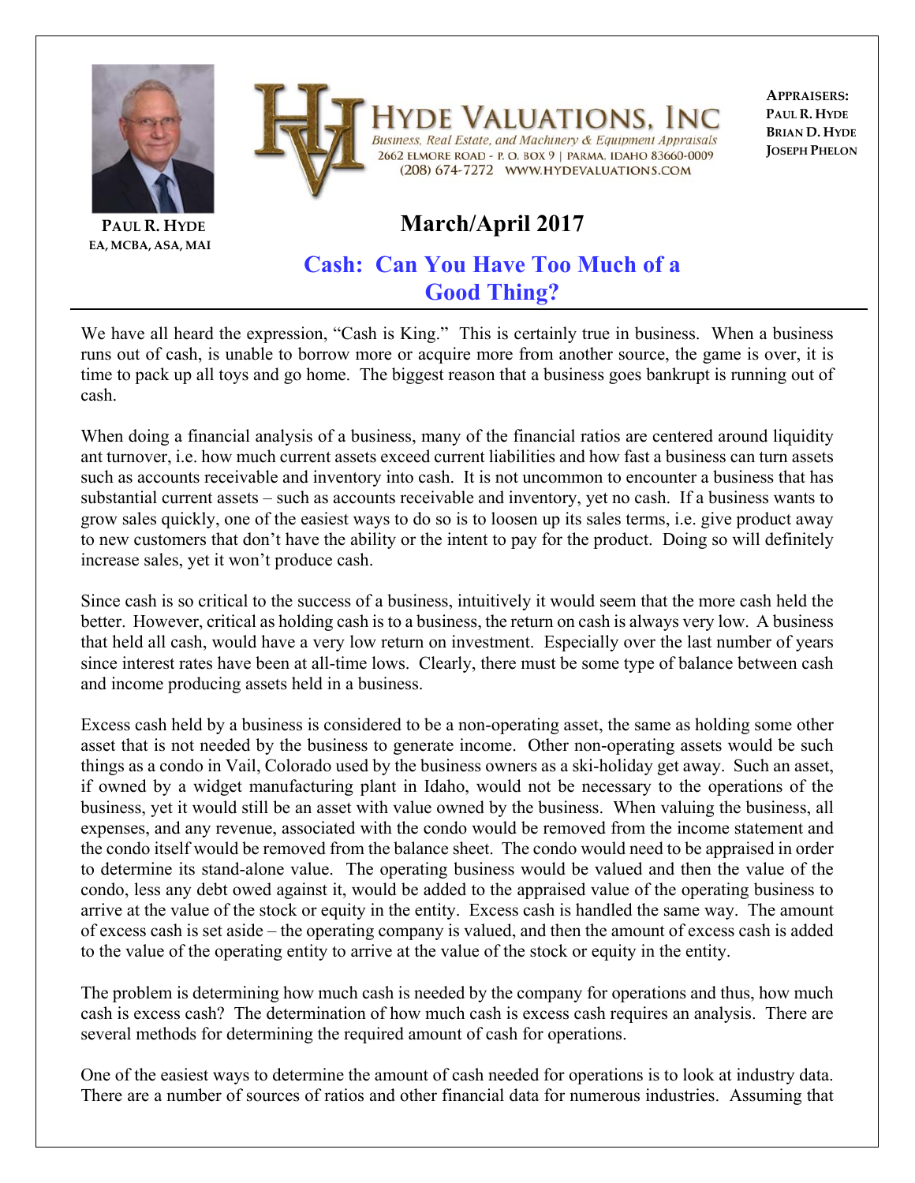PAUL R. HYDE
EA, MCBA, ASA, MAI

**HYDE VALUATIONS, INC**
*Business, Real Estate, and Machinery & Equipment Appraisals*
2662 ELMORE ROAD - P. O. BOX 9 | PARMA, IDAHO 83660-0009
(208) 674-7272 WWW.HYDEVALUATIONS.COM

**APPRAISERS:**
**PAUL R. HYDE**
**BRIAN D. HYDE**
**JOSEPH PHELON**

## March/April 2017

# Cash: Can You Have Too Much of a Good Thing?

We have all heard the expression, "Cash is King." This is certainly true in business. When a business runs out of cash, is unable to borrow more or acquire more from another source, the game is over, it is time to pack up all toys and go home. The biggest reason that a business goes bankrupt is running out of cash.

When doing a financial analysis of a business, many of the financial ratios are centered around liquidity ant turnover, i.e. how much current assets exceed current liabilities and how fast a business can turn assets such as accounts receivable and inventory into cash. It is not uncommon to encounter a business that has substantial current assets – such as accounts receivable and inventory, yet no cash. If a business wants to grow sales quickly, one of the easiest ways to do so is to loosen up its sales terms, i.e. give product away to new customers that don't have the ability or the intent to pay for the product. Doing so will definitely increase sales, yet it won't produce cash.

Since cash is so critical to the success of a business, intuitively it would seem that the more cash held the better. However, critical as holding cash is to a business, the return on cash is always very low. A business that held all cash, would have a very low return on investment. Especially over the last number of years since interest rates have been at all-time lows. Clearly, there must be some type of balance between cash and income producing assets held in a business.

Excess cash held by a business is considered to be a non-operating asset, the same as holding some other asset that is not needed by the business to generate income. Other non-operating assets would be such things as a condo in Vail, Colorado used by the business owners as a ski-holiday get away. Such an asset, if owned by a widget manufacturing plant in Idaho, would not be necessary to the operations of the business, yet it would still be an asset with value owned by the business. When valuing the business, all expenses, and any revenue, associated with the condo would be removed from the income statement and the condo itself would be removed from the balance sheet. The condo would need to be appraised in order to determine its stand-alone value. The operating business would be valued and then the value of the condo, less any debt owed against it, would be added to the appraised value of the operating business to arrive at the value of the stock or equity in the entity. Excess cash is handled the same way. The amount of excess cash is set aside – the operating company is valued, and then the amount of excess cash is added to the value of the operating entity to arrive at the value of the stock or equity in the entity.

The problem is determining how much cash is needed by the company for operations and thus, how much cash is excess cash? The determination of how much cash is excess cash requires an analysis. There are several methods for determining the required amount of cash for operations.

One of the easiest ways to determine the amount of cash needed for operations is to look at industry data. There are a number of sources of ratios and other financial data for numerous industries. Assuming that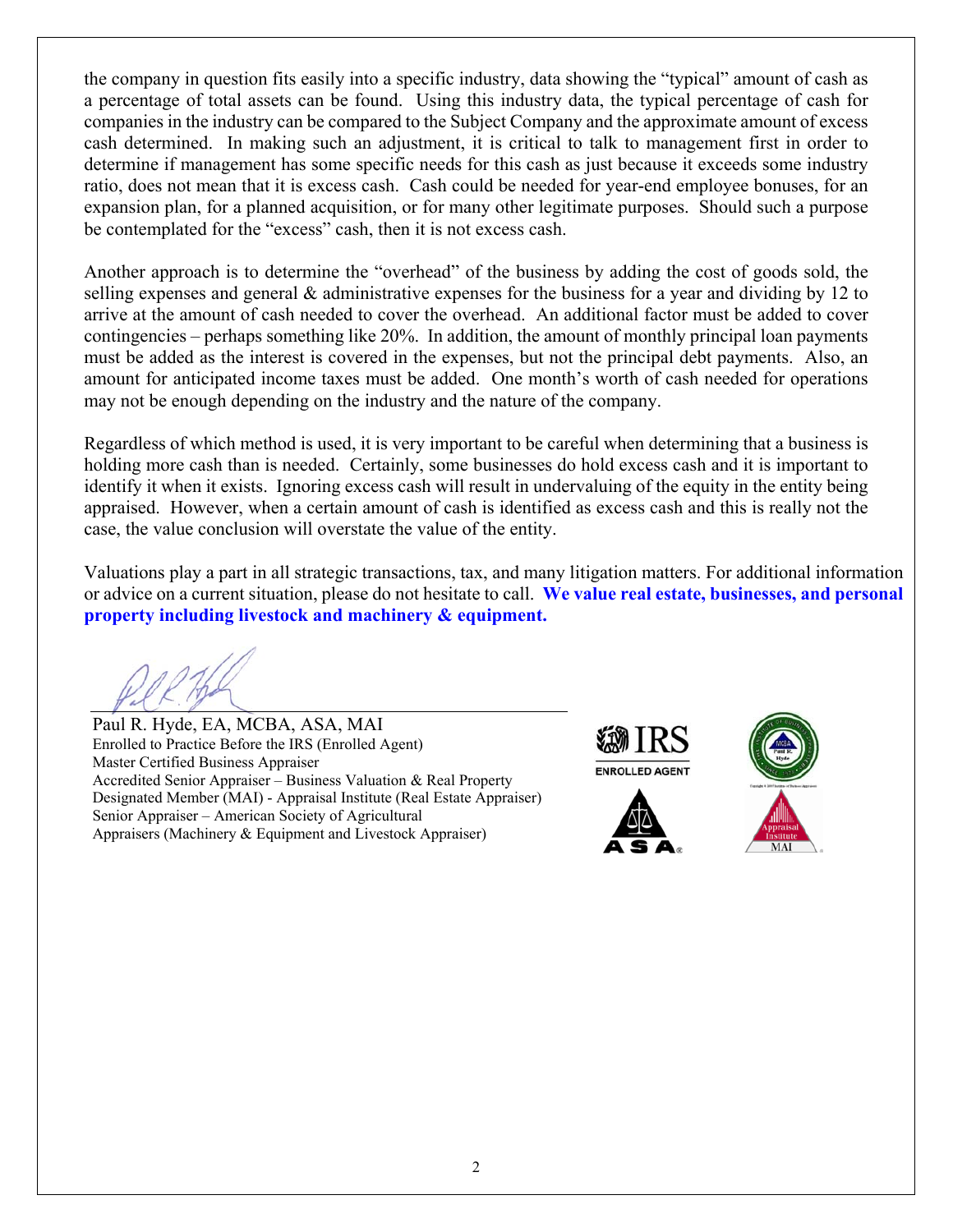the company in question fits easily into a specific industry, data showing the "typical" amount of cash as a percentage of total assets can be found. Using this industry data, the typical percentage of cash for companies in the industry can be compared to the Subject Company and the approximate amount of excess cash determined. In making such an adjustment, it is critical to talk to management first in order to determine if management has some specific needs for this cash as just because it exceeds some industry ratio, does not mean that it is excess cash. Cash could be needed for year-end employee bonuses, for an expansion plan, for a planned acquisition, or for many other legitimate purposes. Should such a purpose be contemplated for the "excess" cash, then it is not excess cash.

Another approach is to determine the "overhead" of the business by adding the cost of goods sold, the selling expenses and general & administrative expenses for the business for a year and dividing by 12 to arrive at the amount of cash needed to cover the overhead. An additional factor must be added to cover contingencies – perhaps something like 20%. In addition, the amount of monthly principal loan payments must be added as the interest is covered in the expenses, but not the principal debt payments. Also, an amount for anticipated income taxes must be added. One month's worth of cash needed for operations may not be enough depending on the industry and the nature of the company.

Regardless of which method is used, it is very important to be careful when determining that a business is holding more cash than is needed. Certainly, some businesses do hold excess cash and it is important to identify it when it exists. Ignoring excess cash will result in undervaluing of the equity in the entity being appraised. However, when a certain amount of cash is identified as excess cash and this is really not the case, the value conclusion will overstate the value of the entity.

Valuations play a part in all strategic transactions, tax, and many litigation matters. For additional information or advice on a current situation, please do not hesitate to call. **We value real estate, businesses, and personal property including livestock and machinery & equipment.**

Paul R. Hyde, EA, MCBA, ASA, MAI
Enrolled to Practice Before the IRS (Enrolled Agent)
Master Certified Business Appraiser
Accredited Senior Appraiser – Business Valuation & Real Property
Designated Member (MAI) - Appraisal Institute (Real Estate Appraiser)
Senior Appraiser – American Society of Agricultural
Appraisers (Machinery & Equipment and Livestock Appraiser)

IRS ENROLLED AGENT

ASA

Appraisal Institute MAI